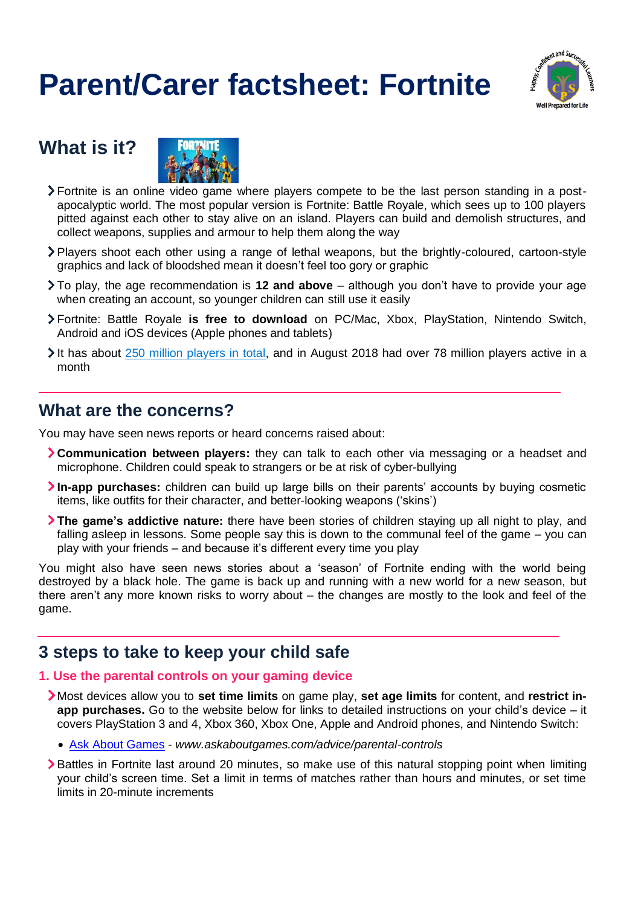# Parent/Carer factsheet: Fortnite

## What is it?

- Fortnite is an online video game where players compete to be the last person standing in a post-apocalyptic world. The most popular version is Fortnite: Battle Royale, which sees up to 100 players pitted against each other to stay alive on an island. Players can build and demolish structures, and collect weapons, supplies and armour to help them along the way
- Players shoot each other using a range of lethal weapons, but the brightly-coloured, cartoon-style graphics and lack of bloodshed mean it doesn't feel too gory or graphic
- To play, the age recommendation is **12 and above** – although you don't have to provide your age when creating an account, so younger children can still use it easily
- Fortnite: Battle Royale **is free to download** on PC/Mac, Xbox, PlayStation, Nintendo Switch, Android and iOS devices (Apple phones and tablets)
- It has about 250 million players in total, and in August 2018 had over 78 million players active in a month

## What are the concerns?

You may have seen news reports or heard concerns raised about:

- **Communication between players:** they can talk to each other via messaging or a headset and microphone. Children could speak to strangers or be at risk of cyber-bullying
- **In-app purchases:** children can build up large bills on their parents' accounts by buying cosmetic items, like outfits for their character, and better-looking weapons ('skins')
- **The game's addictive nature:** there have been stories of children staying up all night to play, and falling asleep in lessons. Some people say this is down to the communal feel of the game – you can play with your friends – and because it's different every time you play

You might also have seen news stories about a 'season' of Fortnite ending with the world being destroyed by a black hole. The game is back up and running with a new world for a new season, but there aren't any more known risks to worry about – the changes are mostly to the look and feel of the game.

## 3 steps to take to keep your child safe

### 1. Use the parental controls on your gaming device

- Most devices allow you to **set time limits** on game play, **set age limits** for content, and **restrict in-app purchases.** Go to the website below for links to detailed instructions on your child's device – it covers PlayStation 3 and 4, Xbox 360, Xbox One, Apple and Android phones, and Nintendo Switch:
  - Ask About Games - *www.askaboutgames.com/advice/parental-controls*
- Battles in Fortnite last around 20 minutes, so make use of this natural stopping point when limiting your child's screen time. Set a limit in terms of matches rather than hours and minutes, or set time limits in 20-minute increments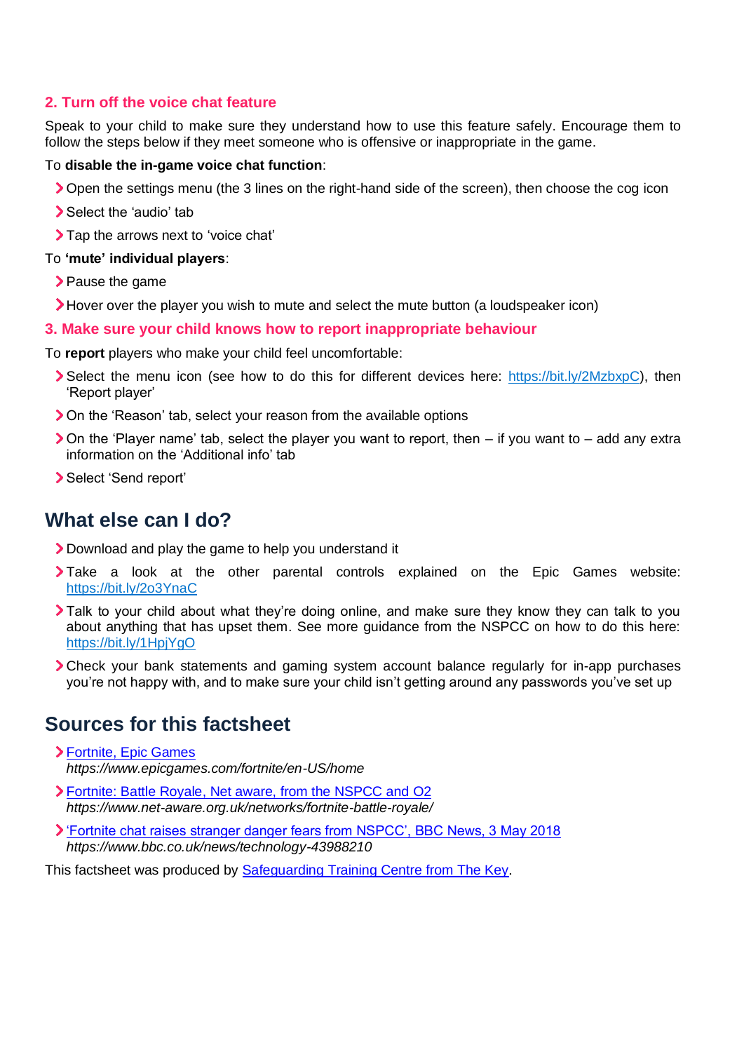### 2. Turn off the voice chat feature

Speak to your child to make sure they understand how to use this feature safely. Encourage them to follow the steps below if they meet someone who is offensive or inappropriate in the game.

To **disable the in-game voice chat function**:

- Open the settings menu (the 3 lines on the right-hand side of the screen), then choose the cog icon
- Select the 'audio' tab
- Tap the arrows next to 'voice chat'

To **'mute' individual players**:

- Pause the game
- Hover over the player you wish to mute and select the mute button (a loudspeaker icon)

### 3. Make sure your child knows how to report inappropriate behaviour

To **report** players who make your child feel uncomfortable:

- Select the menu icon (see how to do this for different devices here: [https://bit.ly/2MzbxpC](https://bit.ly/2MzbxpC)), then 'Report player'
- On the 'Reason' tab, select your reason from the available options
- On the 'Player name' tab, select the player you want to report, then – if you want to – add any extra information on the 'Additional info' tab
- Select 'Send report'

## What else can I do?

- Download and play the game to help you understand it
- Take a look at the other parental controls explained on the Epic Games website: [https://bit.ly/2o3YnaC](https://bit.ly/2o3YnaC)
- Talk to your child about what they're doing online, and make sure they know they can talk to you about anything that has upset them. See more guidance from the NSPCC on how to do this here: [https://bit.ly/1HpjYgO](https://bit.ly/1HpjYgO)
- Check your bank statements and gaming system account balance regularly for in-app purchases you're not happy with, and to make sure your child isn't getting around any passwords you've set up

## Sources for this factsheet

- [Fortnite, Epic Games](https://www.epicgames.com/fortnite/en-US/home)
  *https://www.epicgames.com/fortnite/en-US/home*
- [Fortnite: Battle Royale, Net aware, from the NSPCC and O2](https://www.net-aware.org.uk/networks/fortnite-battle-royale/)
  *https://www.net-aware.org.uk/networks/fortnite-battle-royale/*
- ['Fortnite chat raises stranger danger fears from NSPCC', BBC News, 3 May 2018](https://www.bbc.co.uk/news/technology-43988210)
  *https://www.bbc.co.uk/news/technology-43988210*

This factsheet was produced by Safeguarding Training Centre from The Key.